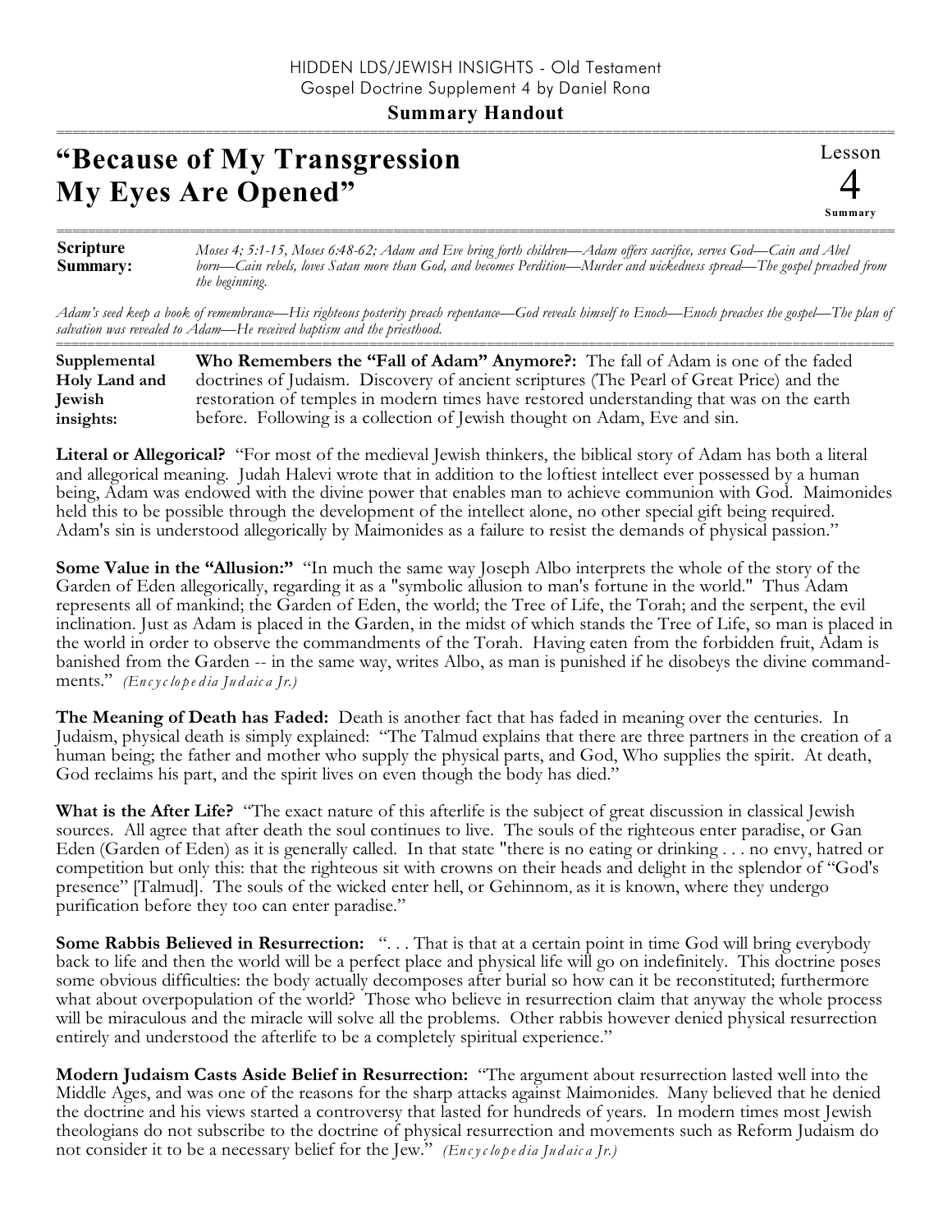HIDDEN LDS/JEWISH INSIGHTS - Old Testament
Gospel Doctrine Supplement 4 by Daniel Rona

**Summary Handout**

# "Because of My Transgression My Eyes Are Opened"

Lesson 4 Summary

**Scripture Summary:** *Moses 4; 5:1-15, Moses 6:48-62; Adam and Eve bring forth children—Adam offers sacrifice, serves God—Cain and Abel born—Cain rebels, loves Satan more than God, and becomes Perdition—Murder and wickedness spread—The gospel preached from the beginning.*

*Adam's seed keep a book of remembrance—His righteous posterity preach repentance—God reveals himself to Enoch—Enoch preaches the gospel—The plan of salvation was revealed to Adam—He received baptism and the priesthood.*

**Supplemental Holy Land and Jewish insights:** **Who Remembers the "Fall of Adam" Anymore?:** The fall of Adam is one of the faded doctrines of Judaism. Discovery of ancient scriptures (The Pearl of Great Price) and the restoration of temples in modern times have restored understanding that was on the earth before. Following is a collection of Jewish thought on Adam, Eve and sin.

**Literal or Allegorical?** "For most of the medieval Jewish thinkers, the biblical story of Adam has both a literal and allegorical meaning. Judah Halevi wrote that in addition to the loftiest intellect ever possessed by a human being, Adam was endowed with the divine power that enables man to achieve communion with God. Maimonides held this to be possible through the development of the intellect alone, no other special gift being required. Adam's sin is understood allegorically by Maimonides as a failure to resist the demands of physical passion."

**Some Value in the "Allusion:"** "In much the same way Joseph Albo interprets the whole of the story of the Garden of Eden allegorically, regarding it as a "symbolic allusion to man's fortune in the world." Thus Adam represents all of mankind; the Garden of Eden, the world; the Tree of Life, the Torah; and the serpent, the evil inclination. Just as Adam is placed in the Garden, in the midst of which stands the Tree of Life, so man is placed in the world in order to observe the commandments of the Torah. Having eaten from the forbidden fruit, Adam is banished from the Garden -- in the same way, writes Albo, as man is punished if he disobeys the divine commandments." *(Encyclopedia Judaica Jr.)*

**The Meaning of Death has Faded:** Death is another fact that has faded in meaning over the centuries. In Judaism, physical death is simply explained: "The Talmud explains that there are three partners in the creation of a human being; the father and mother who supply the physical parts, and God, Who supplies the spirit. At death, God reclaims his part, and the spirit lives on even though the body has died."

**What is the After Life?** "The exact nature of this afterlife is the subject of great discussion in classical Jewish sources. All agree that after death the soul continues to live. The souls of the righteous enter paradise, or Gan Eden (Garden of Eden) as it is generally called. In that state "there is no eating or drinking . . . no envy, hatred or competition but only this: that the righteous sit with crowns on their heads and delight in the splendor of "God's presence" [Talmud]. The souls of the wicked enter hell, or Gehinnom, as it is known, where they undergo purification before they too can enter paradise."

**Some Rabbis Believed in Resurrection:** ". . . That is that at a certain point in time God will bring everybody back to life and then the world will be a perfect place and physical life will go on indefinitely. This doctrine poses some obvious difficulties: the body actually decomposes after burial so how can it be reconstituted; furthermore what about overpopulation of the world? Those who believe in resurrection claim that anyway the whole process will be miraculous and the miracle will solve all the problems. Other rabbis however denied physical resurrection entirely and understood the afterlife to be a completely spiritual experience."

**Modern Judaism Casts Aside Belief in Resurrection:** "The argument about resurrection lasted well into the Middle Ages, and was one of the reasons for the sharp attacks against Maimonides. Many believed that he denied the doctrine and his views started a controversy that lasted for hundreds of years. In modern times most Jewish theologians do not subscribe to the doctrine of physical resurrection and movements such as Reform Judaism do not consider it to be a necessary belief for the Jew." *(Encyclopedia Judaica Jr.)*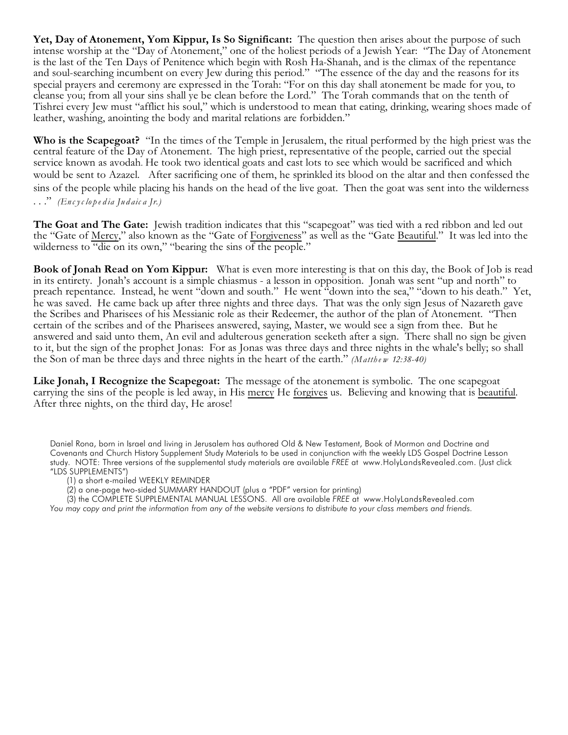**Yet, Day of Atonement, Yom Kippur, Is So Significant:** The question then arises about the purpose of such intense worship at the "Day of Atonement," one of the holiest periods of a Jewish Year: "The Day of Atonement is the last of the Ten Days of Penitence which begin with Rosh Ha-Shanah, and is the climax of the repentance and soul-searching incumbent on every Jew during this period." "The essence of the day and the reasons for its special prayers and ceremony are expressed in the Torah: "For on this day shall atonement be made for you, to cleanse you; from all your sins shall ye be clean before the Lord." The Torah commands that on the tenth of Tishrei every Jew must "afflict his soul," which is understood to mean that eating, drinking, wearing shoes made of leather, washing, anointing the body and marital relations are forbidden."

**Who is the Scapegoat?** "In the times of the Temple in Jerusalem, the ritual performed by the high priest was the central feature of the Day of Atonement. The high priest, representative of the people, carried out the special service known as avodah. He took two identical goats and cast lots to see which would be sacrificed and which would be sent to Azazel. After sacrificing one of them, he sprinkled its blood on the altar and then confessed the sins of the people while placing his hands on the head of the live goat. Then the goat was sent into the wilderness . . ." *(Encyclopedia Judaica Jr.)*

**The Goat and The Gate:** Jewish tradition indicates that this "scapegoat" was tied with a red ribbon and led out the "Gate of Mercy," also known as the "Gate of Forgiveness" as well as the "Gate Beautiful." It was led into the wilderness to "die on its own," "bearing the sins of the people."

**Book of Jonah Read on Yom Kippur:** What is even more interesting is that on this day, the Book of Job is read in its entirety. Jonah's account is a simple chiasmus - a lesson in opposition. Jonah was sent "up and north" to preach repentance. Instead, he went "down and south." He went "down into the sea," "down to his death." Yet, he was saved. He came back up after three nights and three days. That was the only sign Jesus of Nazareth gave the Scribes and Pharisees of his Messianic role as their Redeemer, the author of the plan of Atonement. "Then certain of the scribes and of the Pharisees answered, saying, Master, we would see a sign from thee. But he answered and said unto them, An evil and adulterous generation seeketh after a sign. There shall no sign be given to it, but the sign of the prophet Jonas: For as Jonas was three days and three nights in the whale's belly; so shall the Son of man be three days and three nights in the heart of the earth." *(Matthew 12:38-40)*

**Like Jonah, I Recognize the Scapegoat:** The message of the atonement is symbolic. The one scapegoat carrying the sins of the people is led away, in His mercy He forgives us. Believing and knowing that is beautiful. After three nights, on the third day, He arose!

Daniel Rona, born in Israel and living in Jerusalem has authored Old & New Testament, Book of Mormon and Doctrine and Covenants and Church History Supplement Study Materials to be used in conjunction with the weekly LDS Gospel Doctrine Lesson study. NOTE: Three versions of the supplemental study materials are available *FREE* at www.HolyLandsRevealed.com. (Just click "LDS SUPPLEMENTS")

(1) a short e-mailed WEEKLY REMINDER
(2) a one-page two-sided SUMMARY HANDOUT (plus a "PDF" version for printing)
(3) the COMPLETE SUPPLEMENTAL MANUAL LESSONS. All are available *FREE* at www.HolyLandsRevealed.com

*You may copy and print the information from any of the website versions to distribute to your class members and friends.*